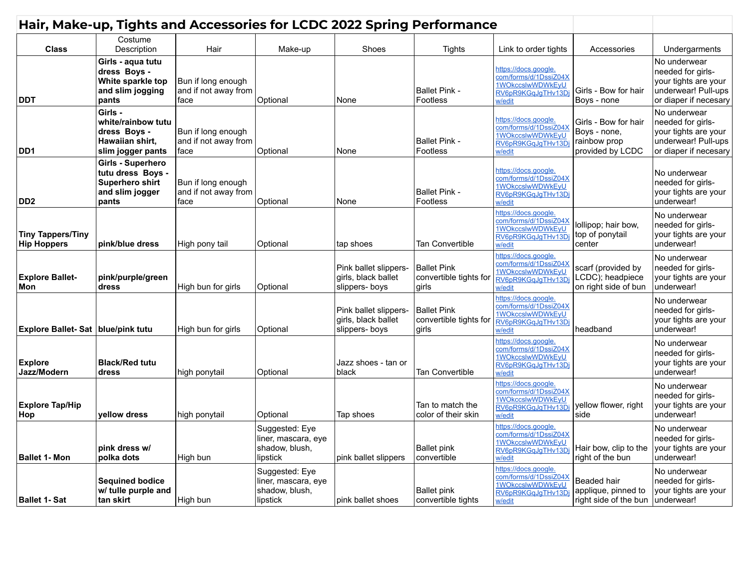# Hair, Make-up, Tights and Accessories for LCDC 2022 Spring Performance

| Class | Costume Description | Hair | Make-up | Shoes | Tights | Link to order tights | Accessories | Undergarments |
|---|---|---|---|---|---|---|---|---|
| **DDT** | **Girls - aqua tutu dress Boys - White sparkle top and slim jogging pants** | Bun if long enough and if not away from face | Optional | None | Ballet Pink - Footless | https://docs.google.com/forms/d/1DssiZ04X1WOkccslwWDWkEyURV6pR9KGqJgTHv13Djw/edit | Girls - Bow for hair Boys - none | No underwear needed for girls- your tights are your underwear! Pull-ups or diaper if necesary |
| **DD1** | **Girls - white/rainbow tutu dress Boys - Hawaiian shirt, slim jogger pants** | Bun if long enough and if not away from face | Optional | None | Ballet Pink - Footless | https://docs.google.com/forms/d/1DssiZ04X1WOkccslwWDWkEyURV6pR9KGqJgTHv13Djw/edit | Girls - Bow for hair Boys - none, rainbow prop provided by LCDC | No underwear needed for girls- your tights are your underwear! Pull-ups or diaper if necesary |
| **DD2** | **Girls - Superhero tutu dress Boys - Superhero shirt and slim jogger pants** | Bun if long enough and if not away from face | Optional | None | Ballet Pink - Footless | https://docs.google.com/forms/d/1DssiZ04X1WOkccslwWDWkEyURV6pR9KGqJgTHv13Djw/edit | | No underwear needed for girls- your tights are your underwear! |
| **Tiny Tappers/Tiny Hip Hoppers** | **pink/blue dress** | High pony tail | Optional | tap shoes | Tan Convertible | https://docs.google.com/forms/d/1DssiZ04X1WOkccslwWDWkEyURV6pR9KGqJgTHv13Djw/edit | lollipop; hair bow, top of ponytail center | No underwear needed for girls- your tights are your underwear! |
| **Explore Ballet- Mon** | **pink/purple/green dress** | High bun for girls | Optional | Pink ballet slippers- girls, black ballet slippers- boys | Ballet Pink convertible tights for girls | https://docs.google.com/forms/d/1DssiZ04X1WOkccslwWDWkEyURV6pR9KGqJgTHv13Djw/edit | scarf (provided by LCDC); headpiece on right side of bun | No underwear needed for girls- your tights are your underwear! |
| **Explore Ballet- Sat** | **blue/pink tutu** | High bun for girls | Optional | Pink ballet slippers- girls, black ballet slippers- boys | Ballet Pink convertible tights for girls | https://docs.google.com/forms/d/1DssiZ04X1WOkccslwWDWkEyURV6pR9KGqJgTHv13Djw/edit | headband | No underwear needed for girls- your tights are your underwear! |
| **Explore Jazz/Modern** | **Black/Red tutu dress** | high ponytail | Optional | Jazz shoes - tan or black | Tan Convertible | https://docs.google.com/forms/d/1DssiZ04X1WOkccslwWDWkEyURV6pR9KGqJgTHv13Djw/edit | | No underwear needed for girls- your tights are your underwear! |
| **Explore Tap/Hip Hop** | **yellow dress** | high ponytail | Optional | Tap shoes | Tan to match the color of their skin | https://docs.google.com/forms/d/1DssiZ04X1WOkccslwWDWkEyURV6pR9KGqJgTHv13Djw/edit | yellow flower, right side | No underwear needed for girls- your tights are your underwear! |
| **Ballet 1- Mon** | **pink dress w/ polka dots** | High bun | Suggested: Eye liner, mascara, eye shadow, blush, lipstick | pink ballet slippers | Ballet pink convertible | https://docs.google.com/forms/d/1DssiZ04X1WOkccslwWDWkEyURV6pR9KGqJgTHv13Djw/edit | Hair bow, clip to the right of the bun | No underwear needed for girls- your tights are your underwear! |
| **Ballet 1- Sat** | **Sequined bodice w/ tulle purple and tan skirt** | High bun | Suggested: Eye liner, mascara, eye shadow, blush, lipstick | pink ballet shoes | Ballet pink convertible tights | https://docs.google.com/forms/d/1DssiZ04X1WOkccslwWDWkEyURV6pR9KGqJgTHv13Djw/edit | Beaded hair applique, pinned to right side of the bun | No underwear needed for girls- your tights are your underwear! |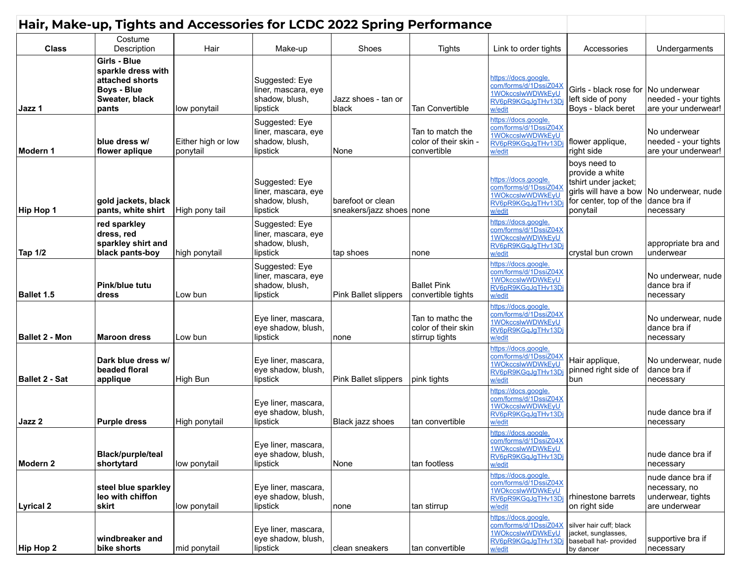# Hair, Make-up, Tights and Accessories for LCDC 2022 Spring Performance

| Class | Costume Description | Hair | Make-up | Shoes | Tights | Link to order tights | Accessories | Undergarments |
|---|---|---|---|---|---|---|---|---|
| **Jazz 1** | **Girls - Blue sparkle dress with attached shorts Boys - Blue Sweater, black pants** | low ponytail | Suggested: Eye liner, mascara, eye shadow, blush, lipstick | Jazz shoes - tan or black | Tan Convertible | https://docs.google.com/forms/d/1DssiZ04X1WOkccslwWDWkEyURV6pR9KGqJgTHv13Dj w/edit | Girls - black rose for left side of pony Boys - black beret | No underwear needed - your tights are your underwear! |
| **Modern 1** | **blue dress w/ flower aplique** | Either high or low ponytail | Suggested: Eye liner, mascara, eye shadow, blush, lipstick | None | Tan to match the color of their skin - convertible | https://docs.google.com/forms/d/1DssiZ04X1WOkccslwWDWkEyURV6pR9KGqJgTHv13Dj w/edit | flower applique, right side | No underwear needed - your tights are your underwear! |
| **Hip Hop 1** | **gold jackets, black pants, white shirt** | High pony tail | Suggested: Eye liner, mascara, eye shadow, blush, lipstick | barefoot or clean sneakers/jazz shoes | none | https://docs.google.com/forms/d/1DssiZ04X1WOkccslwWDWkEyURV6pR9KGqJgTHv13Dj w/edit | boys need to provide a white tshirt under jacket; girls will have a bow for center, top of the ponytail | No underwear, nude dance bra if necessary |
| **Tap 1/2** | **red sparkley dress, red sparkley shirt and black pants-boy** | high ponytail | Suggested: Eye liner, mascara, eye shadow, blush, lipstick | tap shoes | none | https://docs.google.com/forms/d/1DssiZ04X1WOkccslwWDWkEyURV6pR9KGqJgTHv13Dj w/edit | crystal bun crown | appropriate bra and underwear |
| **Ballet 1.5** | **Pink/blue tutu dress** | Low bun | Suggested: Eye liner, mascara, eye shadow, blush, lipstick | Pink Ballet slippers | Ballet Pink convertible tights | https://docs.google.com/forms/d/1DssiZ04X1WOkccslwWDWkEyURV6pR9KGqJgTHv13Dj w/edit | | No underwear, nude dance bra if necessary |
| **Ballet 2 - Mon** | **Maroon dress** | Low bun | Eye liner, mascara, eye shadow, blush, lipstick | none | Tan to mathc the color of their skin stirrup tights | https://docs.google.com/forms/d/1DssiZ04X1WOkccslwWDWkEyURV6pR9KGqJgTHv13Dj w/edit | | No underwear, nude dance bra if necessary |
| **Ballet 2 - Sat** | **Dark blue dress w/ beaded floral applique** | High Bun | Eye liner, mascara, eye shadow, blush, lipstick | Pink Ballet slippers | pink tights | https://docs.google.com/forms/d/1DssiZ04X1WOkccslwWDWkEyURV6pR9KGqJgTHv13Dj w/edit | Hair applique, pinned right side of bun | No underwear, nude dance bra if necessary |
| **Jazz 2** | **Purple dress** | High ponytail | Eye liner, mascara, eye shadow, blush, lipstick | Black jazz shoes | tan convertible | https://docs.google.com/forms/d/1DssiZ04X1WOkccslwWDWkEyURV6pR9KGqJgTHv13Dj w/edit | | nude dance bra if necessary |
| **Modern 2** | **Black/purple/teal shortytard** | low ponytail | Eye liner, mascara, eye shadow, blush, lipstick | None | tan footless | https://docs.google.com/forms/d/1DssiZ04X1WOkccslwWDWkEyURV6pR9KGqJgTHv13Dj w/edit | | nude dance bra if necessary |
| **Lyrical 2** | **steel blue sparkley leo with chiffon skirt** | low ponytail | Eye liner, mascara, eye shadow, blush, lipstick | none | tan stirrup | https://docs.google.com/forms/d/1DssiZ04X1WOkccslwWDWkEyURV6pR9KGqJgTHv13Dj w/edit | rhinestone barrets on right side | nude dance bra if necessary, no underwear, tights are underwear |
| **Hip Hop 2** | **windbreaker and bike shorts** | mid ponytail | Eye liner, mascara, eye shadow, blush, lipstick | clean sneakers | tan convertible | https://docs.google.com/forms/d/1DssiZ04X1WOkccslwWDWkEyURV6pR9KGqJgTHv13Dj w/edit | silver hair cuff; black jacket, sunglasses, baseball hat- provided by dancer | supportive bra if necessary |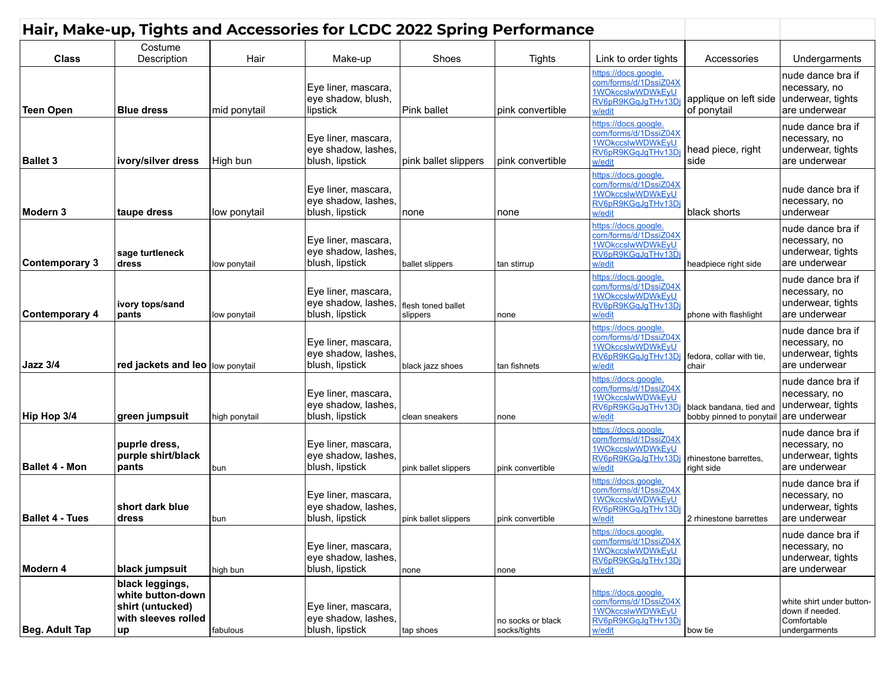# Hair, Make-up, Tights and Accessories for LCDC 2022 Spring Performance

| Class | Costume Description | Hair | Make-up | Shoes | Tights | Link to order tights | Accessories | Undergarments |
|---|---|---|---|---|---|---|---|---|
| **Teen Open** | **Blue dress** | mid ponytail | Eye liner, mascara, eye shadow, blush, lipstick | Pink ballet | pink convertible | https://docs.google.com/forms/d/1DssiZ04X1WOkccslwWDWkEyURV6pR9KGqJgTHv13Djw/edit | applique on left side of ponytail | nude dance bra if necessary, no underwear, tights are underwear |
| **Ballet 3** | **ivory/silver dress** | High bun | Eye liner, mascara, eye shadow, lashes, blush, lipstick | pink ballet slippers | pink convertible | https://docs.google.com/forms/d/1DssiZ04X1WOkccslwWDWkEyURV6pR9KGqJgTHv13Djw/edit | head piece, right side | nude dance bra if necessary, no underwear, tights are underwear |
| **Modern 3** | **taupe dress** | low ponytail | Eye liner, mascara, eye shadow, lashes, blush, lipstick | none | none | https://docs.google.com/forms/d/1DssiZ04X1WOkccslwWDWkEyURV6pR9KGqJgTHv13Djw/edit | black shorts | nude dance bra if necessary, no underwear |
| **Contemporary 3** | **sage turtleneck dress** | low ponytail | Eye liner, mascara, eye shadow, lashes, blush, lipstick | ballet slippers | tan stirrup | https://docs.google.com/forms/d/1DssiZ04X1WOkccslwWDWkEyURV6pR9KGqJgTHv13Djw/edit | headpiece right side | nude dance bra if necessary, no underwear, tights are underwear |
| **Contemporary 4** | **ivory tops/sand pants** | low ponytail | Eye liner, mascara, eye shadow, lashes, blush, lipstick | flesh toned ballet slippers | none | https://docs.google.com/forms/d/1DssiZ04X1WOkccslwWDWkEyURV6pR9KGqJgTHv13Djw/edit | phone with flashlight | nude dance bra if necessary, no underwear, tights are underwear |
| **Jazz 3/4** | **red jackets and leo** | low ponytail | Eye liner, mascara, eye shadow, lashes, blush, lipstick | black jazz shoes | tan fishnets | https://docs.google.com/forms/d/1DssiZ04X1WOkccslwWDWkEyURV6pR9KGqJgTHv13Djw/edit | fedora, collar with tie, chair | nude dance bra if necessary, no underwear, tights are underwear |
| **Hip Hop 3/4** | **green jumpsuit** | high ponytail | Eye liner, mascara, eye shadow, lashes, blush, lipstick | clean sneakers | none | https://docs.google.com/forms/d/1DssiZ04X1WOkccslwWDWkEyURV6pR9KGqJgTHv13Djw/edit | black bandana, tied and bobby pinned to ponytail | nude dance bra if necessary, no underwear, tights are underwear |
| **Ballet 4 - Mon** | **puprle dress, purple shirt/black pants** | bun | Eye liner, mascara, eye shadow, lashes, blush, lipstick | pink ballet slippers | pink convertible | https://docs.google.com/forms/d/1DssiZ04X1WOkccslwWDWkEyURV6pR9KGqJgTHv13Djw/edit | rhinestone barrettes, right side | nude dance bra if necessary, no underwear, tights are underwear |
| **Ballet 4 - Tues** | **short dark blue dress** | bun | Eye liner, mascara, eye shadow, lashes, blush, lipstick | pink ballet slippers | pink convertible | https://docs.google.com/forms/d/1DssiZ04X1WOkccslwWDWkEyURV6pR9KGqJgTHv13Djw/edit | 2 rhinestone barrettes | nude dance bra if necessary, no underwear, tights are underwear |
| **Modern 4** | **black jumpsuit** | high bun | Eye liner, mascara, eye shadow, lashes, blush, lipstick | none | none | https://docs.google.com/forms/d/1DssiZ04X1WOkccslwWDWkEyURV6pR9KGqJgTHv13Djw/edit | | nude dance bra if necessary, no underwear, tights are underwear |
| **Beg. Adult Tap** | **black leggings, white button-down shirt (untucked) with sleeves rolled up** | fabulous | Eye liner, mascara, eye shadow, lashes, blush, lipstick | tap shoes | no socks or black socks/tights | https://docs.google.com/forms/d/1DssiZ04X1WOkccslwWDWkEyURV6pR9KGqJgTHv13Djw/edit | bow tie | white shirt under button-down if needed. Comfortable undergarments |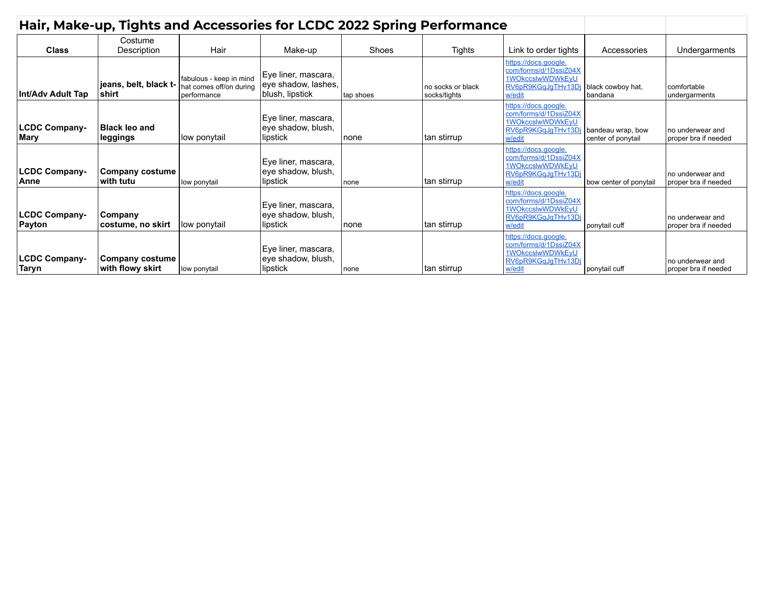# Hair, Make-up, Tights and Accessories for LCDC 2022 Spring Performance

| Class | Costume Description | Hair | Make-up | Shoes | Tights | Link to order tights | Accessories | Undergarments |
|---|---|---|---|---|---|---|---|---|
| **Int/Adv Adult Tap** | **jeans, belt, black t-shirt** | fabulous - keep in mind hat comes off/on during performance | Eye liner, mascara, eye shadow, lashes, blush, lipstick | tap shoes | no socks or black socks/tights | https://docs.google.com/forms/d/1DssiZ04X1WOkccslwWDWkEyURV6pR9KGqJgTHv13Djw/edit | black cowboy hat, bandana | comfortable undergarments |
| **LCDC Company-Mary** | **Black leo and leggings** | low ponytail | Eye liner, mascara, eye shadow, blush, lipstick | none | tan stirrup | https://docs.google.com/forms/d/1DssiZ04X1WOkccslwWDWkEyURV6pR9KGqJgTHv13Djw/edit | bandeau wrap, bow center of ponytail | no underwear and proper bra if needed |
| **LCDC Company-Anne** | **Company costume with tutu** | low ponytail | Eye liner, mascara, eye shadow, blush, lipstick | none | tan stirrup | https://docs.google.com/forms/d/1DssiZ04X1WOkccslwWDWkEyURV6pR9KGqJgTHv13Djw/edit | bow center of ponytail | no underwear and proper bra if needed |
| **LCDC Company-Payton** | **Company costume, no skirt** | low ponytail | Eye liner, mascara, eye shadow, blush, lipstick | none | tan stirrup | https://docs.google.com/forms/d/1DssiZ04X1WOkccslwWDWkEyURV6pR9KGqJgTHv13Djw/edit | ponytail cuff | no underwear and proper bra if needed |
| **LCDC Company-Taryn** | **Company costume with flowy skirt** | low ponytail | Eye liner, mascara, eye shadow, blush, lipstick | none | tan stirrup | https://docs.google.com/forms/d/1DssiZ04X1WOkccslwWDWkEyURV6pR9KGqJgTHv13Djw/edit | ponytail cuff | no underwear and proper bra if needed |